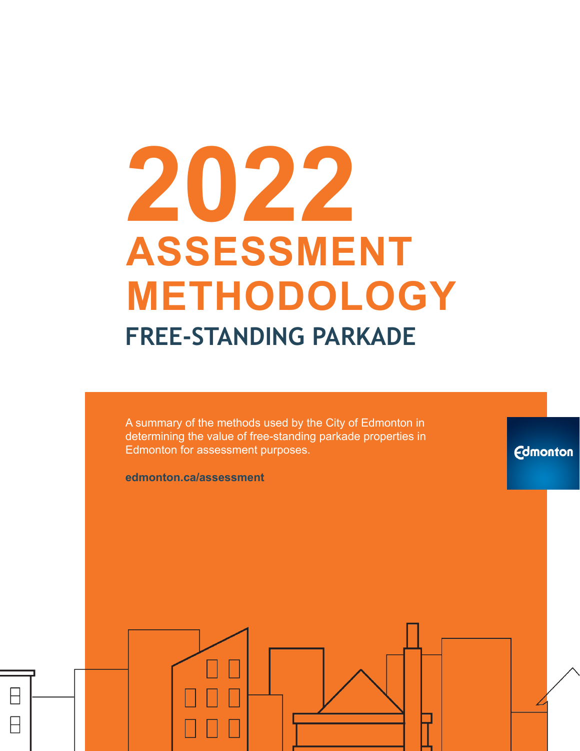# 2022 ASSESSMENT METHODOLOGY

## FREE-STANDING PARKADE

A summary of the methods used by the City of Edmonton in determining the value of free-standing parkade properties in Edmonton for assessment purposes.

**edmonton.ca/assessment**

Edmonton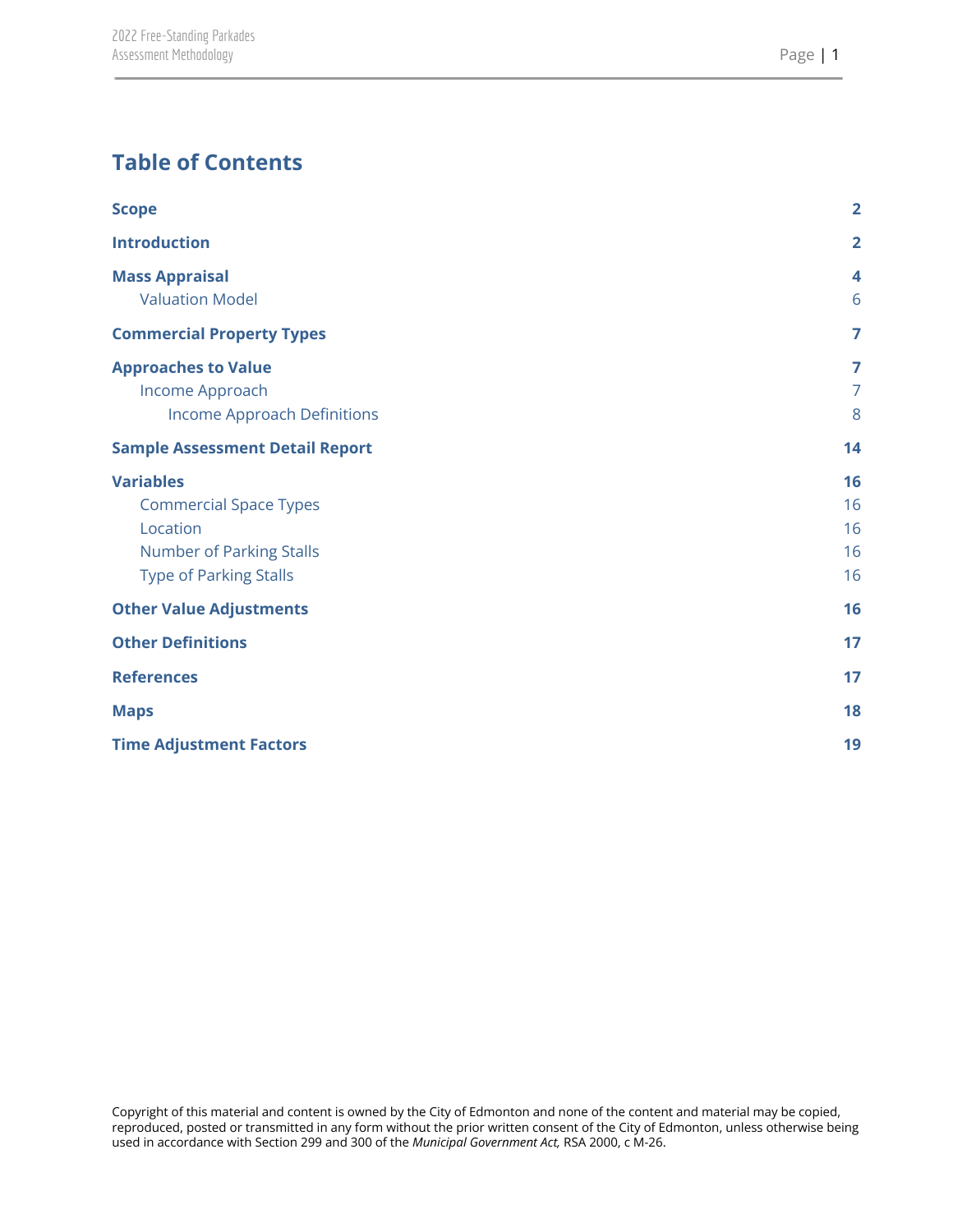# Table of Contents

| | |
|---|---|
| **Scope** | **2** |
| **Introduction** | **2** |
| **Mass Appraisal** | **4** |
| Valuation Model | 6 |
| **Commercial Property Types** | **7** |
| **Approaches to Value** | **7** |
| Income Approach | 7 |
| Income Approach Definitions | 8 |
| **Sample Assessment Detail Report** | **14** |
| **Variables** | **16** |
| Commercial Space Types | 16 |
| Location | 16 |
| Number of Parking Stalls | 16 |
| Type of Parking Stalls | 16 |
| **Other Value Adjustments** | **16** |
| **Other Definitions** | **17** |
| **References** | **17** |
| **Maps** | **18** |
| **Time Adjustment Factors** | **19** |

Copyright of this material and content is owned by the City of Edmonton and none of the content and material may be copied, reproduced, posted or transmitted in any form without the prior written consent of the City of Edmonton, unless otherwise being used in accordance with Section 299 and 300 of the *Municipal Government Act,* RSA 2000, c M-26.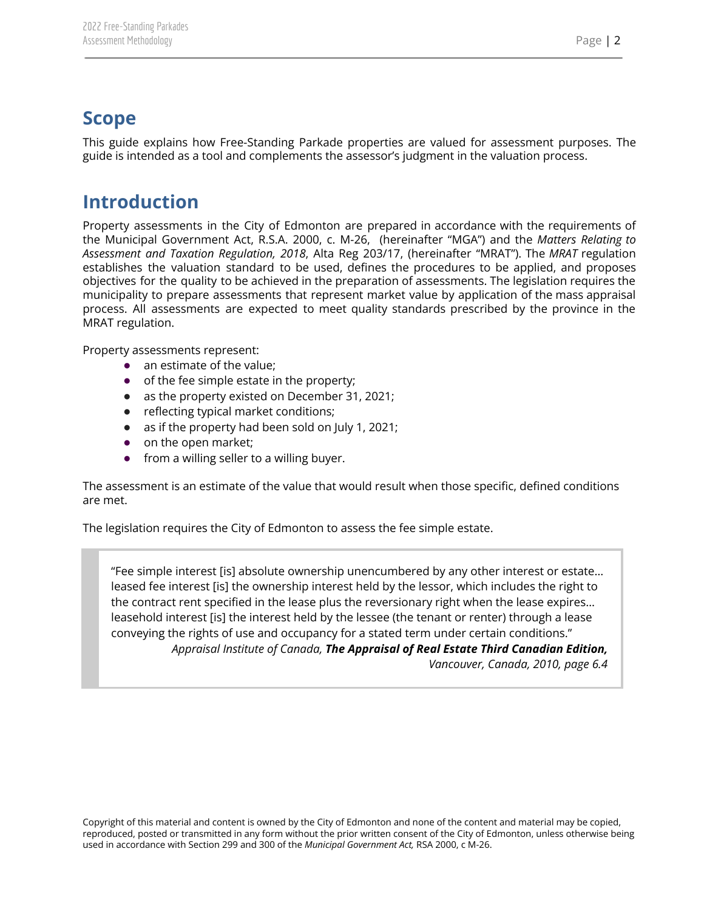## Scope

This guide explains how Free-Standing Parkade properties are valued for assessment purposes. The guide is intended as a tool and complements the assessor's judgment in the valuation process.

## Introduction

Property assessments in the City of Edmonton are prepared in accordance with the requirements of the Municipal Government Act, R.S.A. 2000, c. M-26, (hereinafter "MGA") and the *Matters Relating to Assessment and Taxation Regulation, 2018*, Alta Reg 203/17, (hereinafter "MRAT"). The *MRAT* regulation establishes the valuation standard to be used, defines the procedures to be applied, and proposes objectives for the quality to be achieved in the preparation of assessments. The legislation requires the municipality to prepare assessments that represent market value by application of the mass appraisal process. All assessments are expected to meet quality standards prescribed by the province in the MRAT regulation.

Property assessments represent:

- an estimate of the value;
- of the fee simple estate in the property;
- as the property existed on December 31, 2021;
- reflecting typical market conditions;
- as if the property had been sold on July 1, 2021;
- on the open market;
- from a willing seller to a willing buyer.

The assessment is an estimate of the value that would result when those specific, defined conditions are met.

The legislation requires the City of Edmonton to assess the fee simple estate.

> "Fee simple interest [is] absolute ownership unencumbered by any other interest or estate… leased fee interest [is] the ownership interest held by the lessor, which includes the right to the contract rent specified in the lease plus the reversionary right when the lease expires… leasehold interest [is] the interest held by the lessee (the tenant or renter) through a lease conveying the rights of use and occupancy for a stated term under certain conditions."
>
> *Appraisal Institute of Canada,* ***The Appraisal of Real Estate Third Canadian Edition,*** *Vancouver, Canada, 2010, page 6.4*

Copyright of this material and content is owned by the City of Edmonton and none of the content and material may be copied, reproduced, posted or transmitted in any form without the prior written consent of the City of Edmonton, unless otherwise being used in accordance with Section 299 and 300 of the *Municipal Government Act,* RSA 2000, c M-26.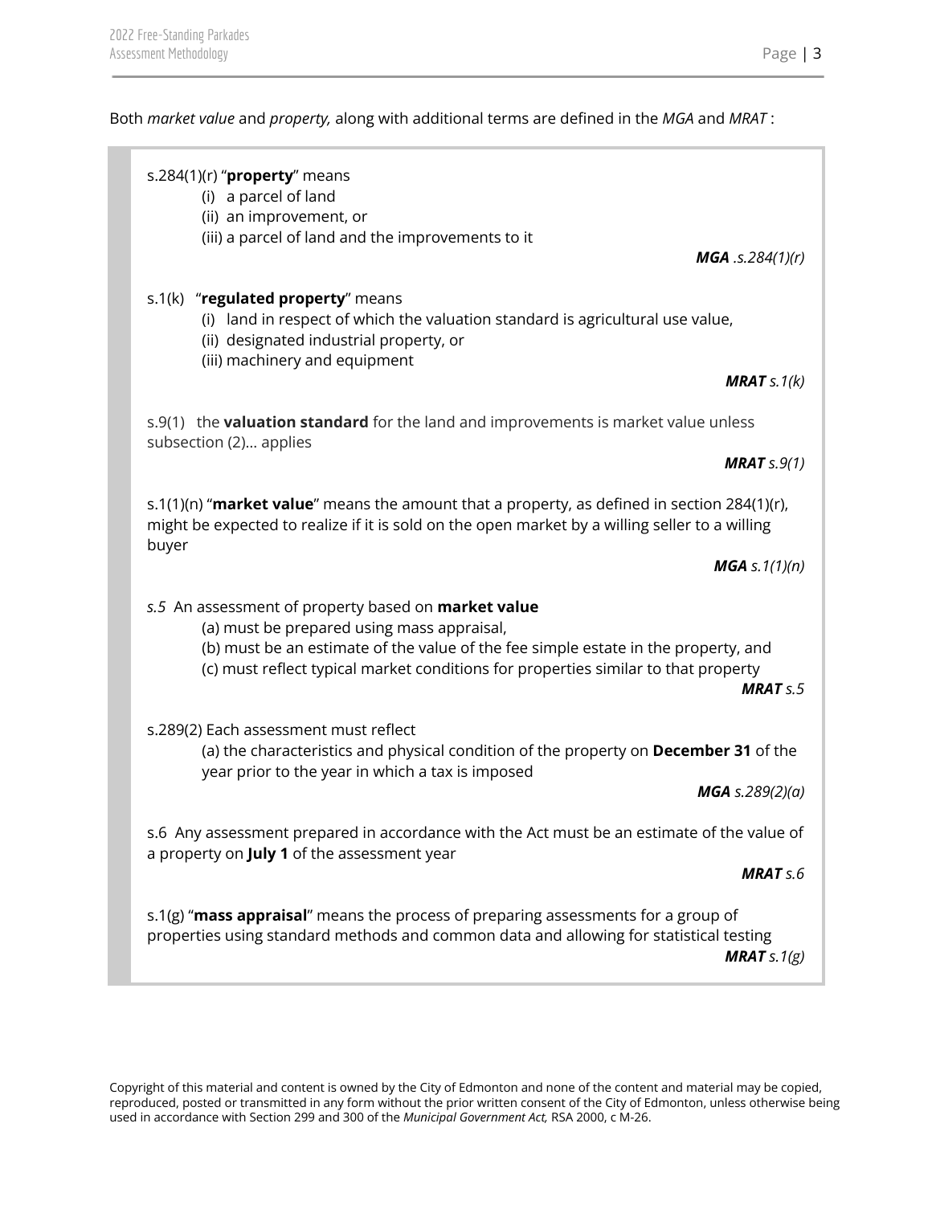Both *market value* and *property,* along with additional terms are defined in the *MGA* and *MRAT* :

> s.284(1)(r) "**property**" means
> (i) a parcel of land
> (ii) an improvement, or
> (iii) a parcel of land and the improvements to it
>
> ***MGA** .s.284(1)(r)*
>
> s.1(k) "**regulated property**" means
> (i) land in respect of which the valuation standard is agricultural use value,
> (ii) designated industrial property, or
> (iii) machinery and equipment
>
> ***MRAT** s.1(k)*
>
> s.9(1) the **valuation standard** for the land and improvements is market value unless subsection (2)... applies
>
> ***MRAT** s.9(1)*
>
> s.1(1)(n) "**market value**" means the amount that a property, as defined in section 284(1)(r), might be expected to realize if it is sold on the open market by a willing seller to a willing buyer
>
> ***MGA** s.1(1)(n)*
>
> *s.5* An assessment of property based on **market value**
> (a) must be prepared using mass appraisal,
> (b) must be an estimate of the value of the fee simple estate in the property, and
> (c) must reflect typical market conditions for properties similar to that property
>
> ***MRAT** s.5*
>
> s.289(2) Each assessment must reflect
> (a) the characteristics and physical condition of the property on **December 31** of the year prior to the year in which a tax is imposed
>
> ***MGA** s.289(2)(a)*
>
> s.6 Any assessment prepared in accordance with the Act must be an estimate of the value of a property on **July 1** of the assessment year
>
> ***MRAT** s.6*
>
> s.1(g) "**mass appraisal**" means the process of preparing assessments for a group of properties using standard methods and common data and allowing for statistical testing
>
> ***MRAT** s.1(g)*

Copyright of this material and content is owned by the City of Edmonton and none of the content and material may be copied, reproduced, posted or transmitted in any form without the prior written consent of the City of Edmonton, unless otherwise being used in accordance with Section 299 and 300 of the *Municipal Government Act,* RSA 2000, c M-26.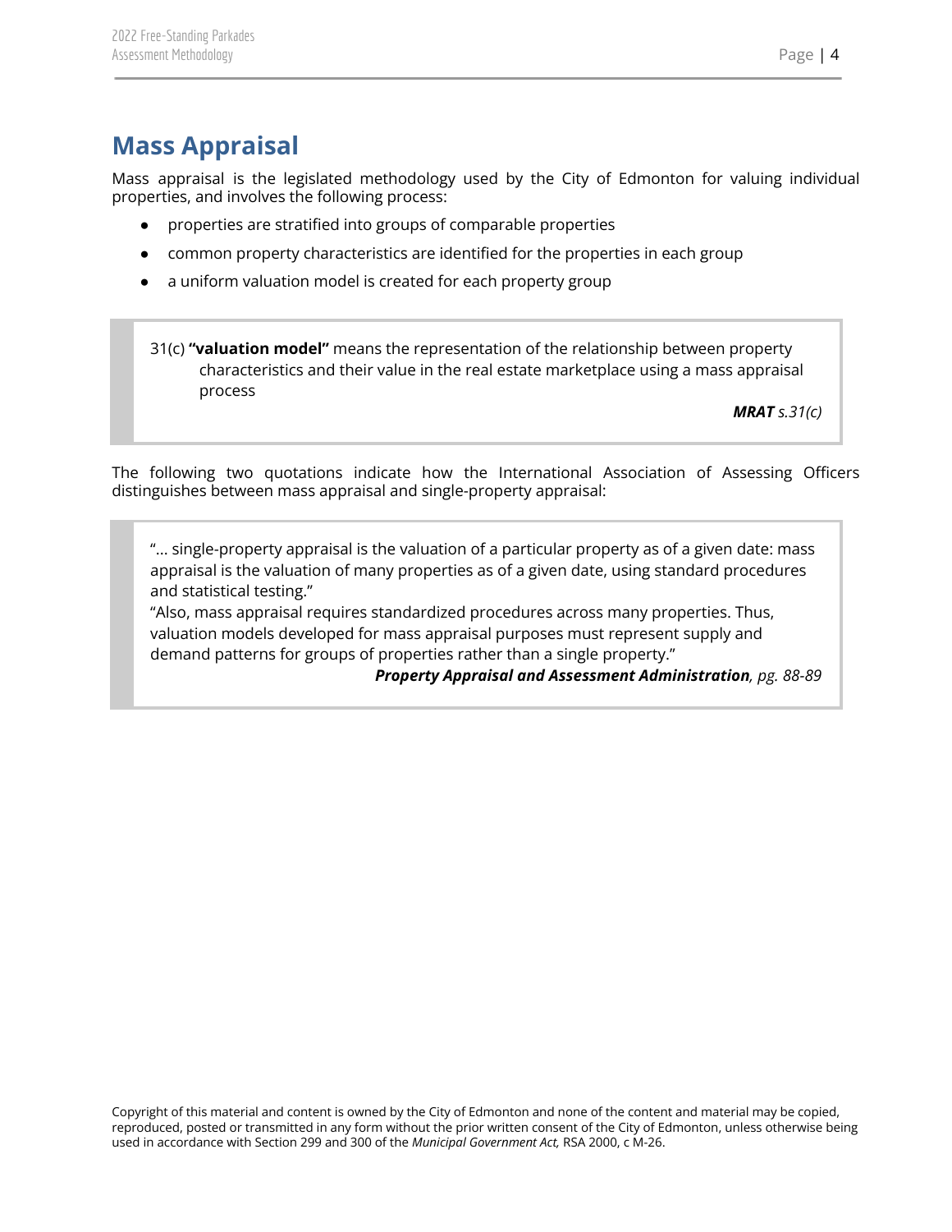## Mass Appraisal

Mass appraisal is the legislated methodology used by the City of Edmonton for valuing individual properties, and involves the following process:

- properties are stratified into groups of comparable properties
- common property characteristics are identified for the properties in each group
- a uniform valuation model is created for each property group

> 31(c) **"valuation model"** means the representation of the relationship between property characteristics and their value in the real estate marketplace using a mass appraisal process
>
> ***MRAT*** *s.31(c)*

The following two quotations indicate how the International Association of Assessing Officers distinguishes between mass appraisal and single-property appraisal:

> "... single-property appraisal is the valuation of a particular property as of a given date: mass appraisal is the valuation of many properties as of a given date, using standard procedures and statistical testing."
>
> "Also, mass appraisal requires standardized procedures across many properties. Thus, valuation models developed for mass appraisal purposes must represent supply and demand patterns for groups of properties rather than a single property."
>
> ***Property Appraisal and Assessment Administration****, pg. 88-89*

Copyright of this material and content is owned by the City of Edmonton and none of the content and material may be copied, reproduced, posted or transmitted in any form without the prior written consent of the City of Edmonton, unless otherwise being used in accordance with Section 299 and 300 of the *Municipal Government Act,* RSA 2000, c M-26.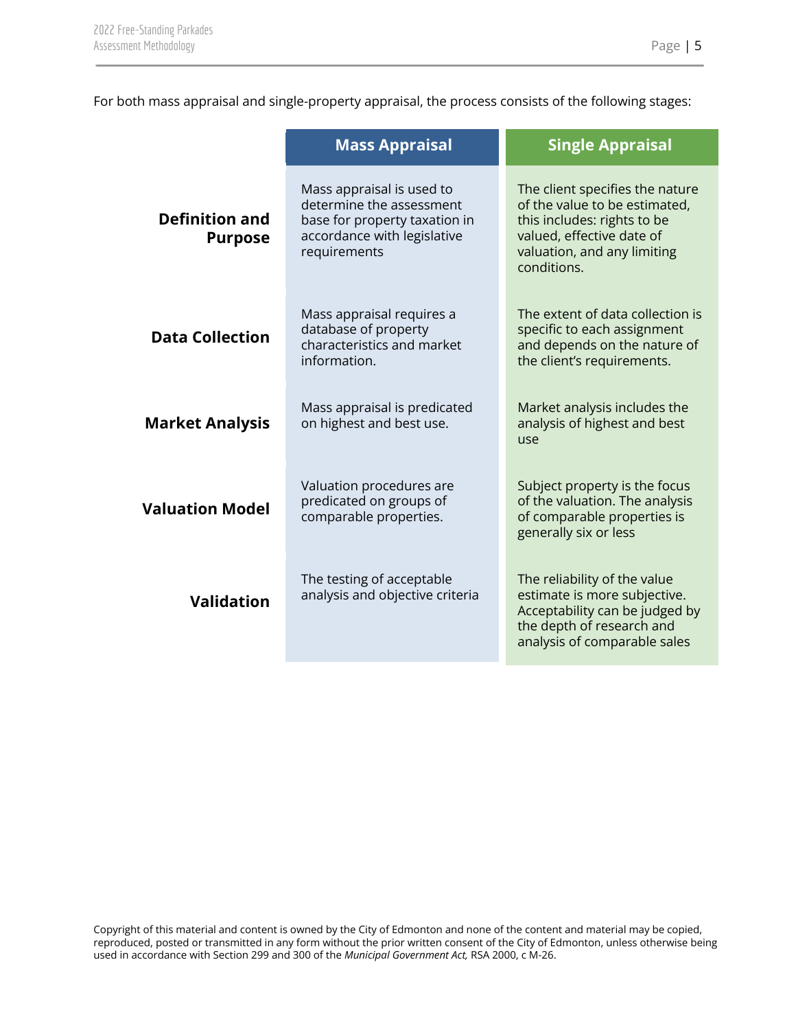For both mass appraisal and single-property appraisal, the process consists of the following stages:

| | Mass Appraisal | Single Appraisal |
|---|---|---|
| **Definition and Purpose** | Mass appraisal is used to determine the assessment base for property taxation in accordance with legislative requirements | The client specifies the nature of the value to be estimated, this includes: rights to be valued, effective date of valuation, and any limiting conditions. |
| **Data Collection** | Mass appraisal requires a database of property characteristics and market information. | The extent of data collection is specific to each assignment and depends on the nature of the client's requirements. |
| **Market Analysis** | Mass appraisal is predicated on highest and best use. | Market analysis includes the analysis of highest and best use |
| **Valuation Model** | Valuation procedures are predicated on groups of comparable properties. | Subject property is the focus of the valuation. The analysis of comparable properties is generally six or less |
| **Validation** | The testing of acceptable analysis and objective criteria | The reliability of the value estimate is more subjective. Acceptability can be judged by the depth of research and analysis of comparable sales |

Copyright of this material and content is owned by the City of Edmonton and none of the content and material may be copied, reproduced, posted or transmitted in any form without the prior written consent of the City of Edmonton, unless otherwise being used in accordance with Section 299 and 300 of the *Municipal Government Act,* RSA 2000, c M-26.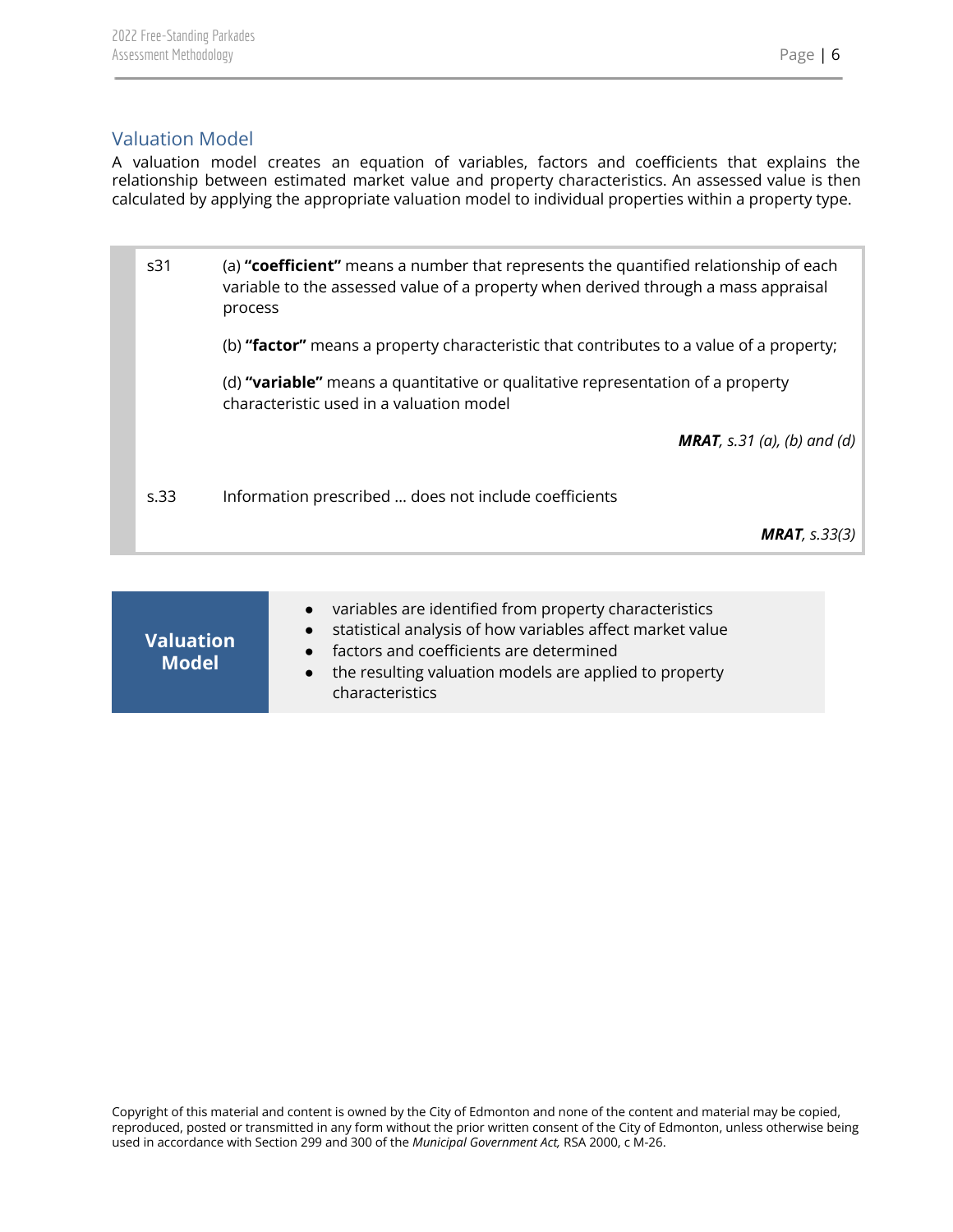## Valuation Model

A valuation model creates an equation of variables, factors and coefficients that explains the relationship between estimated market value and property characteristics. An assessed value is then calculated by applying the appropriate valuation model to individual properties within a property type.

| | |
|---|---|
| s31 | (a) **"coefficient"** means a number that represents the quantified relationship of each variable to the assessed value of a property when derived through a mass appraisal process |
| | (b) **"factor"** means a property characteristic that contributes to a value of a property; |
| | (d) **"variable"** means a quantitative or qualitative representation of a property characteristic used in a valuation model |
| | ***MRAT**, s.31 (a), (b) and (d)* |
| s.33 | Information prescribed … does not include coefficients |
| | ***MRAT**, s.33(3)* |

**Valuation Model**

- variables are identified from property characteristics
- statistical analysis of how variables affect market value
- factors and coefficients are determined
- the resulting valuation models are applied to property characteristics

Copyright of this material and content is owned by the City of Edmonton and none of the content and material may be copied, reproduced, posted or transmitted in any form without the prior written consent of the City of Edmonton, unless otherwise being used in accordance with Section 299 and 300 of the *Municipal Government Act,* RSA 2000, c M-26.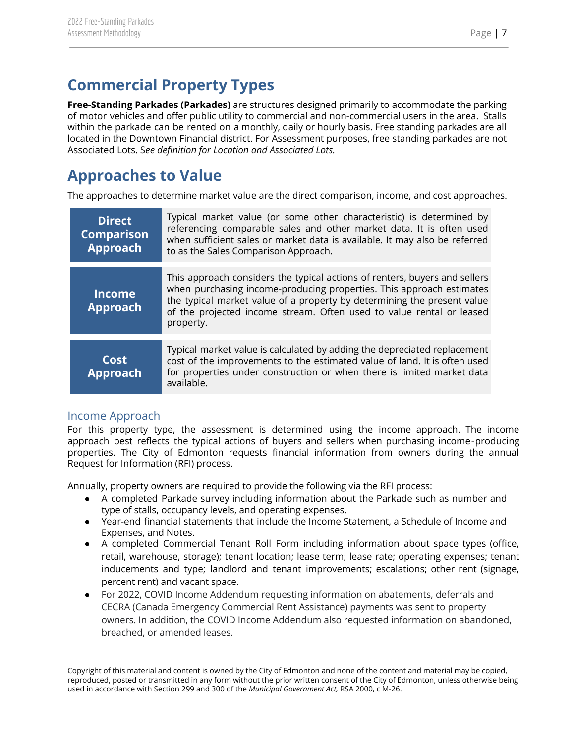# Commercial Property Types

**Free-Standing Parkades (Parkades)** are structures designed primarily to accommodate the parking of motor vehicles and offer public utility to commercial and non-commercial users in the area. Stalls within the parkade can be rented on a monthly, daily or hourly basis. Free standing parkades are all located in the Downtown Financial district. For Assessment purposes, free standing parkades are not Associated Lots. S*ee definition for Location and Associated Lots.*

# Approaches to Value

The approaches to determine market value are the direct comparison, income, and cost approaches.

| | |
|---|---|
| **Direct Comparison Approach** | Typical market value (or some other characteristic) is determined by referencing comparable sales and other market data. It is often used when sufficient sales or market data is available. It may also be referred to as the Sales Comparison Approach. |
| **Income Approach** | This approach considers the typical actions of renters, buyers and sellers when purchasing income-producing properties. This approach estimates the typical market value of a property by determining the present value of the projected income stream. Often used to value rental or leased property. |
| **Cost Approach** | Typical market value is calculated by adding the depreciated replacement cost of the improvements to the estimated value of land. It is often used for properties under construction or when there is limited market data available. |

## Income Approach

For this property type, the assessment is determined using the income approach. The income approach best reflects the typical actions of buyers and sellers when purchasing income-producing properties. The City of Edmonton requests financial information from owners during the annual Request for Information (RFI) process.

Annually, property owners are required to provide the following via the RFI process:

- A completed Parkade survey including information about the Parkade such as number and type of stalls, occupancy levels, and operating expenses.
- Year-end financial statements that include the Income Statement, a Schedule of Income and Expenses, and Notes.
- A completed Commercial Tenant Roll Form including information about space types (office, retail, warehouse, storage); tenant location; lease term; lease rate; operating expenses; tenant inducements and type; landlord and tenant improvements; escalations; other rent (signage, percent rent) and vacant space.
- For 2022, COVID Income Addendum requesting information on abatements, deferrals and CECRA (Canada Emergency Commercial Rent Assistance) payments was sent to property owners. In addition, the COVID Income Addendum also requested information on abandoned, breached, or amended leases.

Copyright of this material and content is owned by the City of Edmonton and none of the content and material may be copied, reproduced, posted or transmitted in any form without the prior written consent of the City of Edmonton, unless otherwise being used in accordance with Section 299 and 300 of the *Municipal Government Act,* RSA 2000, c M-26.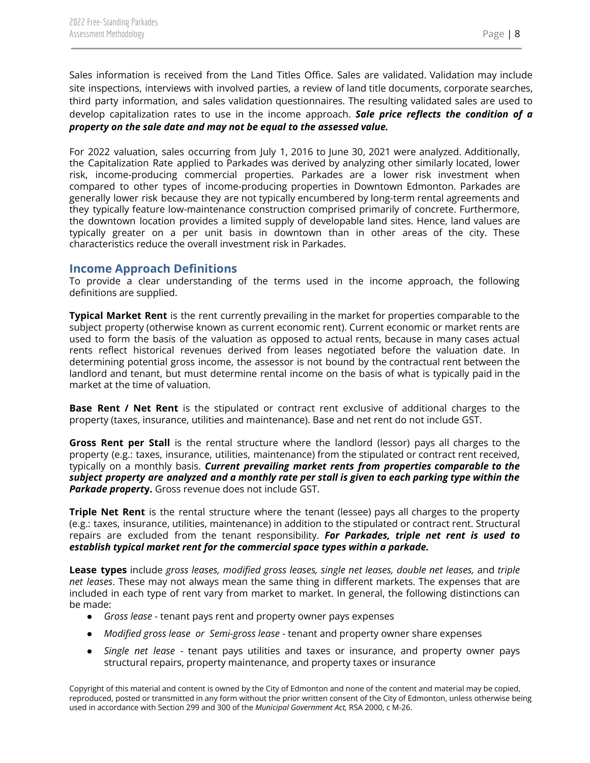Sales information is received from the Land Titles Office. Sales are validated. Validation may include site inspections, interviews with involved parties, a review of land title documents, corporate searches, third party information, and sales validation questionnaires. The resulting validated sales are used to develop capitalization rates to use in the income approach. ***Sale price reflects the condition of a property on the sale date and may not be equal to the assessed value.***

For 2022 valuation, sales occurring from July 1, 2016 to June 30, 2021 were analyzed. Additionally, the Capitalization Rate applied to Parkades was derived by analyzing other similarly located, lower risk, income-producing commercial properties. Parkades are a lower risk investment when compared to other types of income-producing properties in Downtown Edmonton. Parkades are generally lower risk because they are not typically encumbered by long-term rental agreements and they typically feature low-maintenance construction comprised primarily of concrete. Furthermore, the downtown location provides a limited supply of developable land sites. Hence, land values are typically greater on a per unit basis in downtown than in other areas of the city. These characteristics reduce the overall investment risk in Parkades.

## Income Approach Definitions

To provide a clear understanding of the terms used in the income approach, the following definitions are supplied.

**Typical Market Rent** is the rent currently prevailing in the market for properties comparable to the subject property (otherwise known as current economic rent). Current economic or market rents are used to form the basis of the valuation as opposed to actual rents, because in many cases actual rents reflect historical revenues derived from leases negotiated before the valuation date. In determining potential gross income, the assessor is not bound by the contractual rent between the landlord and tenant, but must determine rental income on the basis of what is typically paid in the market at the time of valuation.

**Base Rent / Net Rent** is the stipulated or contract rent exclusive of additional charges to the property (taxes, insurance, utilities and maintenance). Base and net rent do not include GST.

**Gross Rent per Stall** is the rental structure where the landlord (lessor) pays all charges to the property (e.g.: taxes, insurance, utilities, maintenance) from the stipulated or contract rent received, typically on a monthly basis. ***Current prevailing market rents from properties comparable to the subject property are analyzed and a monthly rate per stall is given to each parking type within the Parkade property*.** Gross revenue does not include GST.

**Triple Net Rent** is the rental structure where the tenant (lessee) pays all charges to the property (e.g.: taxes, insurance, utilities, maintenance) in addition to the stipulated or contract rent. Structural repairs are excluded from the tenant responsibility. ***For Parkades, triple net rent is used to establish typical market rent for the commercial space types within a parkade.***

**Lease types** include *gross leases, modified gross leases, single net leases, double net leases,* and *triple net leases*. These may not always mean the same thing in different markets. The expenses that are included in each type of rent vary from market to market. In general, the following distinctions can be made:

- *Gross lease* - tenant pays rent and property owner pays expenses
- *Modified gross lease or Semi-gross lease* - tenant and property owner share expenses
- *Single net lease* - tenant pays utilities and taxes or insurance, and property owner pays structural repairs, property maintenance, and property taxes or insurance

Copyright of this material and content is owned by the City of Edmonton and none of the content and material may be copied, reproduced, posted or transmitted in any form without the prior written consent of the City of Edmonton, unless otherwise being used in accordance with Section 299 and 300 of the *Municipal Government Act,* RSA 2000, c M-26.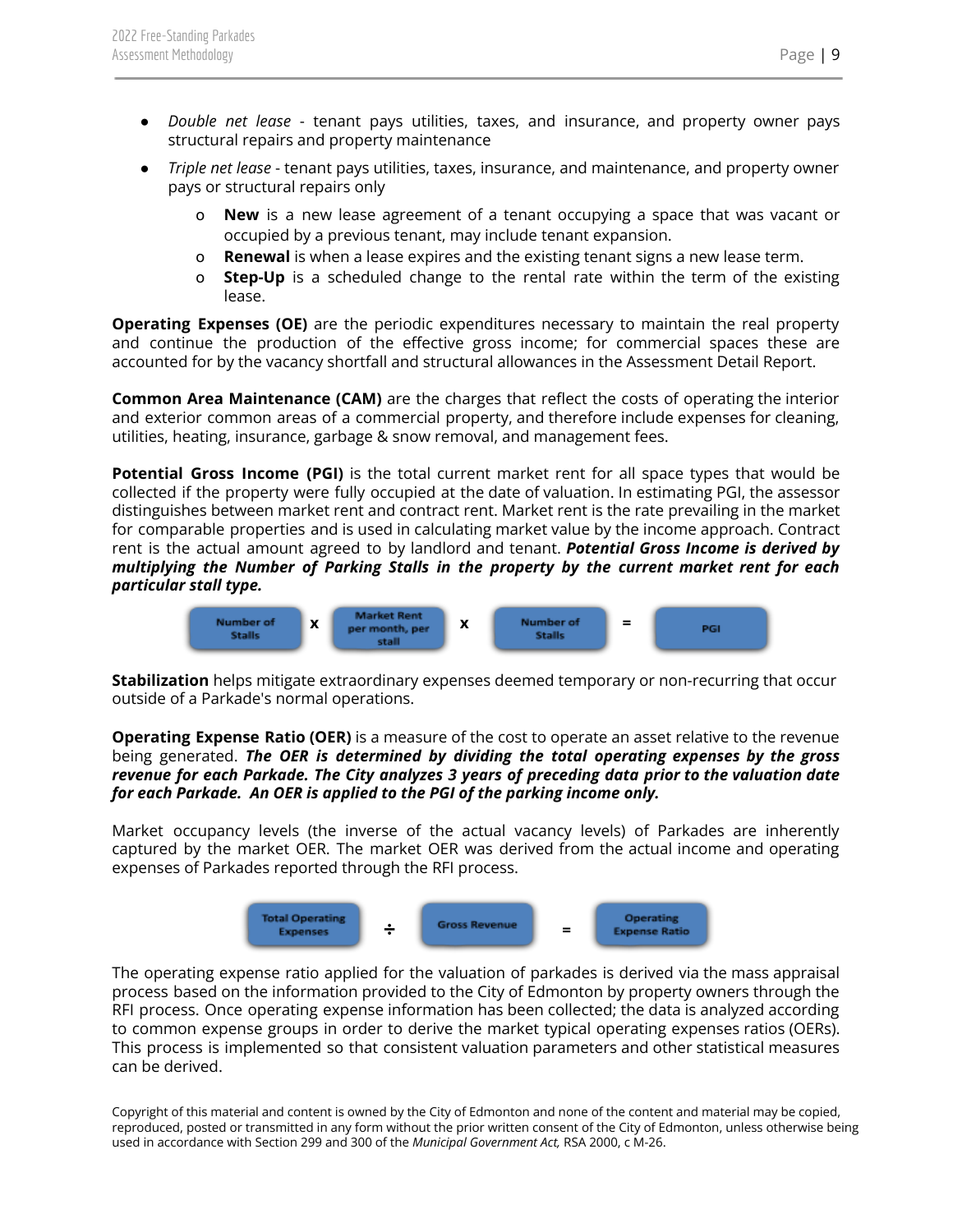- *Double net lease* - tenant pays utilities, taxes, and insurance, and property owner pays structural repairs and property maintenance
- *Triple net lease* - tenant pays utilities, taxes, insurance, and maintenance, and property owner pays or structural repairs only
    - **New** is a new lease agreement of a tenant occupying a space that was vacant or occupied by a previous tenant, may include tenant expansion.
    - **Renewal** is when a lease expires and the existing tenant signs a new lease term.
    - **Step-Up** is a scheduled change to the rental rate within the term of the existing lease.

**Operating Expenses (OE)** are the periodic expenditures necessary to maintain the real property and continue the production of the effective gross income; for commercial spaces these are accounted for by the vacancy shortfall and structural allowances in the Assessment Detail Report.

**Common Area Maintenance (CAM)** are the charges that reflect the costs of operating the interior and exterior common areas of a commercial property, and therefore include expenses for cleaning, utilities, heating, insurance, garbage & snow removal, and management fees.

**Potential Gross Income (PGI)** is the total current market rent for all space types that would be collected if the property were fully occupied at the date of valuation. In estimating PGI, the assessor distinguishes between market rent and contract rent. Market rent is the rate prevailing in the market for comparable properties and is used in calculating market value by the income approach. Contract rent is the actual amount agreed to by landlord and tenant. ***Potential Gross Income is derived by multiplying the Number of Parking Stalls in the property by the current market rent for each particular stall type.***

Number of Stalls **x** Market Rent per month, per stall **x** Number of Stalls **=** PGI

**Stabilization** helps mitigate extraordinary expenses deemed temporary or non-recurring that occur outside of a Parkade's normal operations.

**Operating Expense Ratio (OER)** is a measure of the cost to operate an asset relative to the revenue being generated. ***The OER is determined by dividing the total operating expenses by the gross revenue for each Parkade. The City analyzes 3 years of preceding data prior to the valuation date for each Parkade. An OER is applied to the PGI of the parking income only.***

Market occupancy levels (the inverse of the actual vacancy levels) of Parkades are inherently captured by the market OER. The market OER was derived from the actual income and operating expenses of Parkades reported through the RFI process.

Total Operating Expenses **÷** Gross Revenue **=** Operating Expense Ratio

The operating expense ratio applied for the valuation of parkades is derived via the mass appraisal process based on the information provided to the City of Edmonton by property owners through the RFI process. Once operating expense information has been collected; the data is analyzed according to common expense groups in order to derive the market typical operating expenses ratios (OERs). This process is implemented so that consistent valuation parameters and other statistical measures can be derived.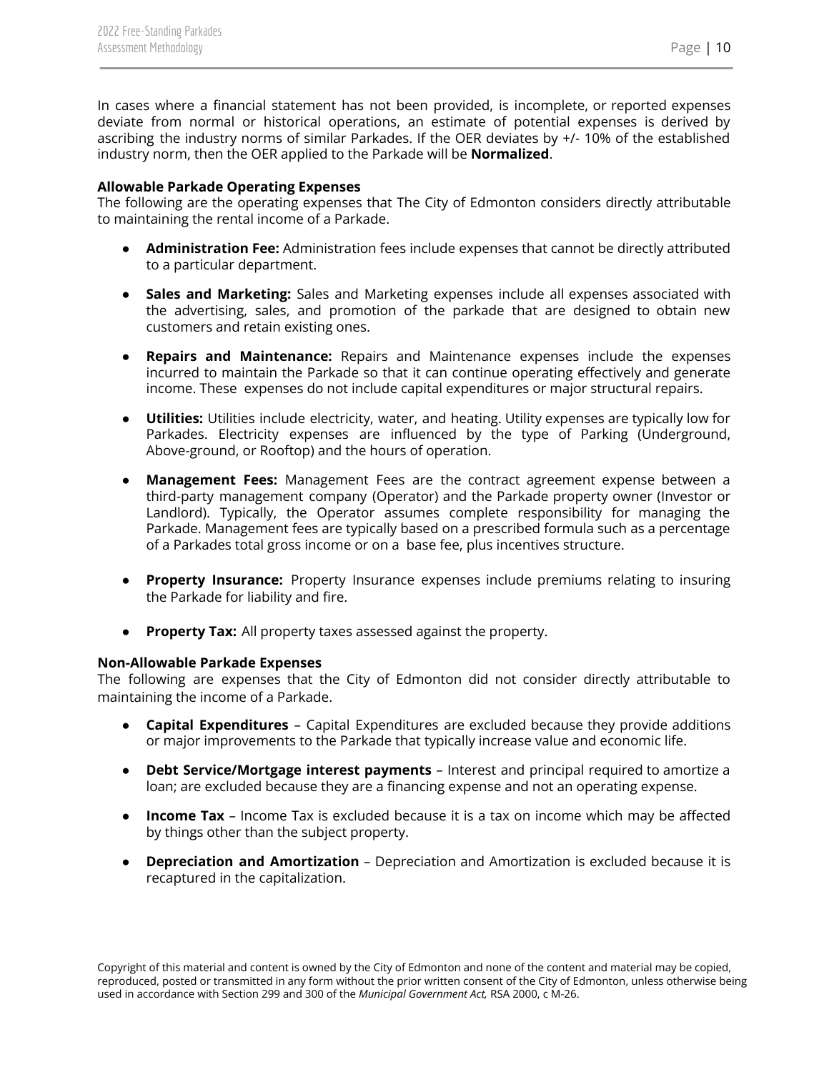In cases where a financial statement has not been provided, is incomplete, or reported expenses deviate from normal or historical operations, an estimate of potential expenses is derived by ascribing the industry norms of similar Parkades. If the OER deviates by +/- 10% of the established industry norm, then the OER applied to the Parkade will be **Normalized**.

**Allowable Parkade Operating Expenses**

The following are the operating expenses that The City of Edmonton considers directly attributable to maintaining the rental income of a Parkade.

- **Administration Fee:** Administration fees include expenses that cannot be directly attributed to a particular department.
- **Sales and Marketing:** Sales and Marketing expenses include all expenses associated with the advertising, sales, and promotion of the parkade that are designed to obtain new customers and retain existing ones.
- **Repairs and Maintenance:** Repairs and Maintenance expenses include the expenses incurred to maintain the Parkade so that it can continue operating effectively and generate income. These expenses do not include capital expenditures or major structural repairs.
- **Utilities:** Utilities include electricity, water, and heating. Utility expenses are typically low for Parkades. Electricity expenses are influenced by the type of Parking (Underground, Above-ground, or Rooftop) and the hours of operation.
- **Management Fees:** Management Fees are the contract agreement expense between a third-party management company (Operator) and the Parkade property owner (Investor or Landlord). Typically, the Operator assumes complete responsibility for managing the Parkade. Management fees are typically based on a prescribed formula such as a percentage of a Parkades total gross income or on a base fee, plus incentives structure.
- **Property Insurance:** Property Insurance expenses include premiums relating to insuring the Parkade for liability and fire.
- **Property Tax:** All property taxes assessed against the property.

**Non-Allowable Parkade Expenses**

The following are expenses that the City of Edmonton did not consider directly attributable to maintaining the income of a Parkade.

- **Capital Expenditures** – Capital Expenditures are excluded because they provide additions or major improvements to the Parkade that typically increase value and economic life.
- **Debt Service/Mortgage interest payments** – Interest and principal required to amortize a loan; are excluded because they are a financing expense and not an operating expense.
- **Income Tax** – Income Tax is excluded because it is a tax on income which may be affected by things other than the subject property.
- **Depreciation and Amortization** – Depreciation and Amortization is excluded because it is recaptured in the capitalization.

Copyright of this material and content is owned by the City of Edmonton and none of the content and material may be copied, reproduced, posted or transmitted in any form without the prior written consent of the City of Edmonton, unless otherwise being used in accordance with Section 299 and 300 of the *Municipal Government Act,* RSA 2000, c M-26.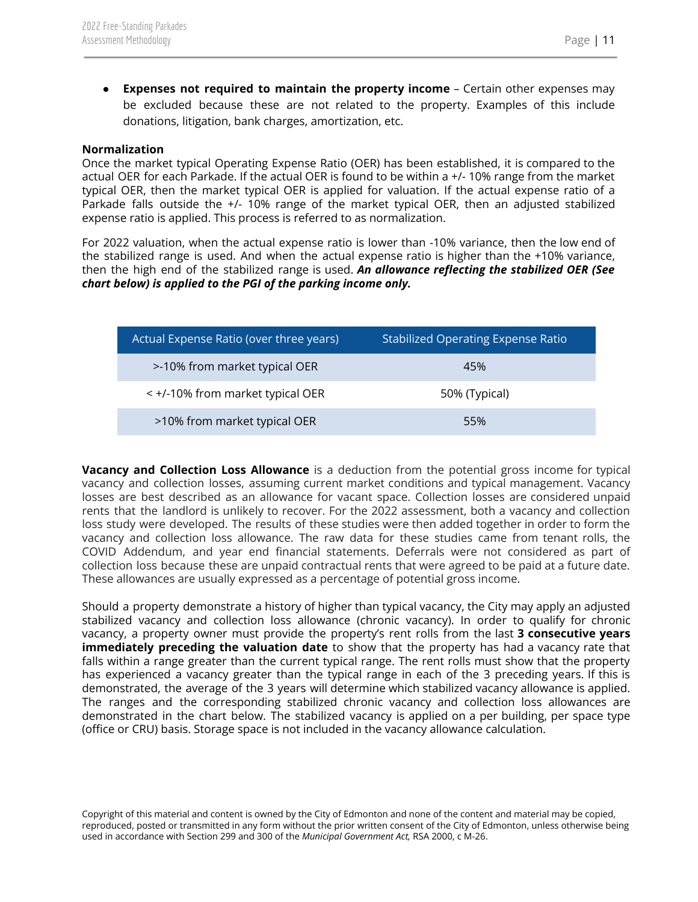- **Expenses not required to maintain the property income** – Certain other expenses may be excluded because these are not related to the property. Examples of this include donations, litigation, bank charges, amortization, etc.

**Normalization**

Once the market typical Operating Expense Ratio (OER) has been established, it is compared to the actual OER for each Parkade. If the actual OER is found to be within a +/- 10% range from the market typical OER, then the market typical OER is applied for valuation. If the actual expense ratio of a Parkade falls outside the +/- 10% range of the market typical OER, then an adjusted stabilized expense ratio is applied. This process is referred to as normalization.

For 2022 valuation, when the actual expense ratio is lower than -10% variance, then the low end of the stabilized range is used. And when the actual expense ratio is higher than the +10% variance, then the high end of the stabilized range is used. ***An allowance reflecting the stabilized OER (See chart below) is applied to the PGI of the parking income only.***

| Actual Expense Ratio (over three years) | Stabilized Operating Expense Ratio |
|---|---|
| >-10% from market typical OER | 45% |
| < +/-10% from market typical OER | 50% (Typical) |
| >10% from market typical OER | 55% |

**Vacancy and Collection Loss Allowance** is a deduction from the potential gross income for typical vacancy and collection losses, assuming current market conditions and typical management. Vacancy losses are best described as an allowance for vacant space. Collection losses are considered unpaid rents that the landlord is unlikely to recover. For the 2022 assessment, both a vacancy and collection loss study were developed. The results of these studies were then added together in order to form the vacancy and collection loss allowance. The raw data for these studies came from tenant rolls, the COVID Addendum, and year end financial statements. Deferrals were not considered as part of collection loss because these are unpaid contractual rents that were agreed to be paid at a future date. These allowances are usually expressed as a percentage of potential gross income.

Should a property demonstrate a history of higher than typical vacancy, the City may apply an adjusted stabilized vacancy and collection loss allowance (chronic vacancy). In order to qualify for chronic vacancy, a property owner must provide the property's rent rolls from the last **3 consecutive years immediately preceding the valuation date** to show that the property has had a vacancy rate that falls within a range greater than the current typical range. The rent rolls must show that the property has experienced a vacancy greater than the typical range in each of the 3 preceding years. If this is demonstrated, the average of the 3 years will determine which stabilized vacancy allowance is applied. The ranges and the corresponding stabilized chronic vacancy and collection loss allowances are demonstrated in the chart below. The stabilized vacancy is applied on a per building, per space type (office or CRU) basis. Storage space is not included in the vacancy allowance calculation.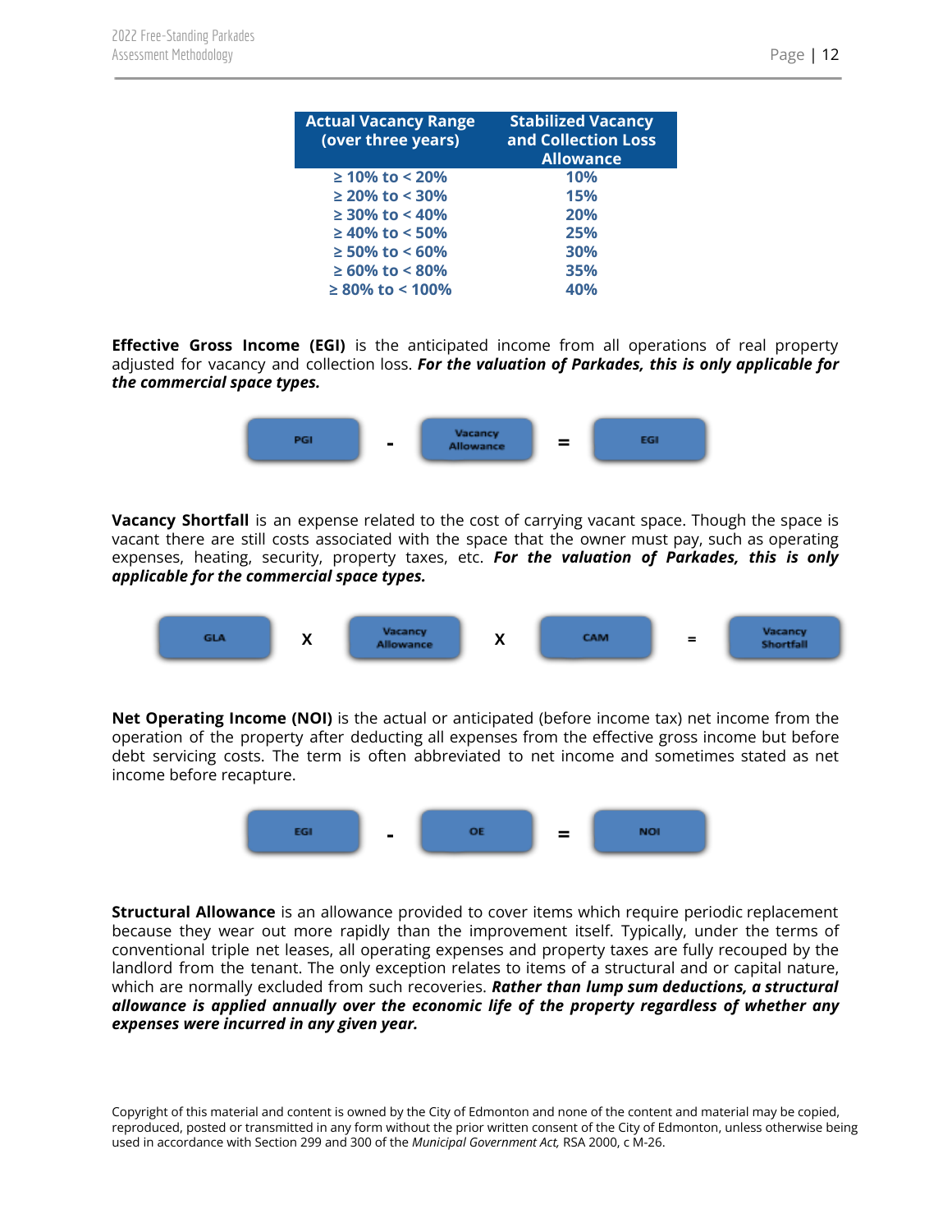| Actual Vacancy Range (over three years) | Stabilized Vacancy and Collection Loss Allowance |
|---|---|
| ≥ 10% to < 20% | 10% |
| ≥ 20% to < 30% | 15% |
| ≥ 30% to < 40% | 20% |
| ≥ 40% to < 50% | 25% |
| ≥ 50% to < 60% | 30% |
| ≥ 60% to < 80% | 35% |
| ≥ 80% to < 100% | 40% |

**Effective Gross Income (EGI)** is the anticipated income from all operations of real property adjusted for vacancy and collection loss. ***For the valuation of Parkades, this is only applicable for the commercial space types.***

PGI - Vacancy Allowance = EGI

**Vacancy Shortfall** is an expense related to the cost of carrying vacant space. Though the space is vacant there are still costs associated with the space that the owner must pay, such as operating expenses, heating, security, property taxes, etc. ***For the valuation of Parkades, this is only applicable for the commercial space types.***

GLA X Vacancy Allowance X CAM = Vacancy Shortfall

**Net Operating Income (NOI)** is the actual or anticipated (before income tax) net income from the operation of the property after deducting all expenses from the effective gross income but before debt servicing costs. The term is often abbreviated to net income and sometimes stated as net income before recapture.

EGI - OE = NOI

**Structural Allowance** is an allowance provided to cover items which require periodic replacement because they wear out more rapidly than the improvement itself. Typically, under the terms of conventional triple net leases, all operating expenses and property taxes are fully recouped by the landlord from the tenant. The only exception relates to items of a structural and or capital nature, which are normally excluded from such recoveries. ***Rather than lump sum deductions, a structural allowance is applied annually over the economic life of the property regardless of whether any expenses were incurred in any given year.***

Copyright of this material and content is owned by the City of Edmonton and none of the content and material may be copied, reproduced, posted or transmitted in any form without the prior written consent of the City of Edmonton, unless otherwise being used in accordance with Section 299 and 300 of the *Municipal Government Act,* RSA 2000, c M-26.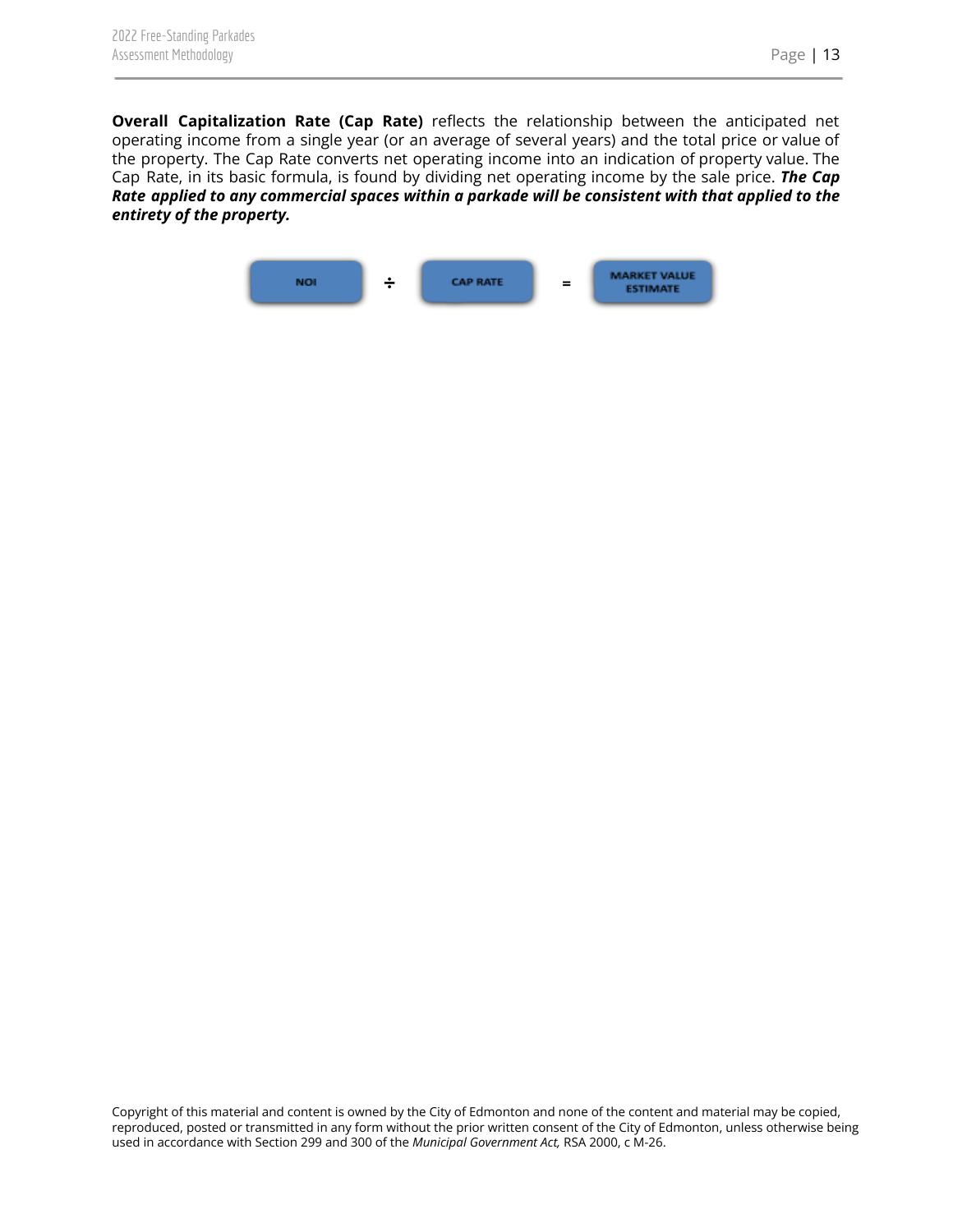**Overall Capitalization Rate (Cap Rate)** reflects the relationship between the anticipated net operating income from a single year (or an average of several years) and the total price or value of the property. The Cap Rate converts net operating income into an indication of property value. The Cap Rate, in its basic formula, is found by dividing net operating income by the sale price. ***The Cap Rate applied to any commercial spaces within a parkade will be consistent with that applied to the entirety of the property.***

NOI ÷ CAP RATE = MARKET VALUE ESTIMATE

Copyright of this material and content is owned by the City of Edmonton and none of the content and material may be copied, reproduced, posted or transmitted in any form without the prior written consent of the City of Edmonton, unless otherwise being used in accordance with Section 299 and 300 of the *Municipal Government Act,* RSA 2000, c M-26.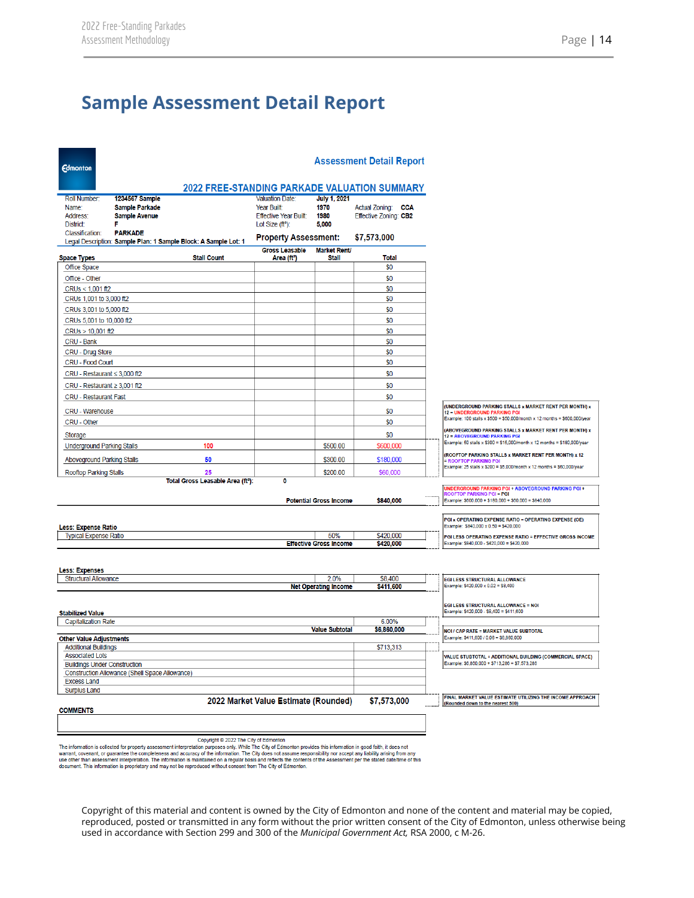# Sample Assessment Detail Report

Edmonton

**Assessment Detail Report**

**2022 FREE-STANDING PARKADE VALUATION SUMMARY**

| | | | | | |
|---|---|---|---|---|---|
| Roll Number: | **1234567 Sample** | Valuation Date: | **July 1, 2021** | | |
| Name: | **Sample Parkade** | Year Built: | **1970** | Actual Zoning: | **CCA** |
| Address: | **Sample Avenue** | Effective Year Built: | **1980** | Effective Zoning: | **CB2** |
| District: | **F** | Lot Size (ft²): | **5,000** | | |
| Classification: | **PARKADE** | | | | |
| Legal Description: | **Sample Plan: 1 Sample Block: A Sample Lot: 1** | **Property Assessment:** | **$7,573,000** | | |

| Space Types | Stall Count | Gross Leasable Area (ft²) | Market Rent/ Stall | Total | Notes |
|---|---|---|---|---|---|
| Office Space | | | | $0 | |
| Office - Other | | | | $0 | |
| CRUs < 1,001 ft2 | | | | $0 | |
| CRUs 1,001 to 3,000 ft2 | | | | $0 | |
| CRUs 3,001 to 5,000 ft2 | | | | $0 | |
| CRUs 5,001 to 10,000 ft2 | | | | $0 | |
| CRUs > 10,001 ft2 | | | | $0 | |
| CRU - Bank | | | | $0 | |
| CRU - Drug Store | | | | $0 | |
| CRU - Food Court | | | | $0 | |
| CRU - Restaurant ≤ 3,000 ft2 | | | | $0 | |
| CRU - Restaurant ≥ 3,001 ft2 | | | | $0 | |
| CRU - Restaurant Fast | | | | $0 | |
| CRU - Warehouse | | | | $0 | |
| CRU - Other | | | | $0 | |
| Storage | | | | $0 | |
| Underground Parking Stalls | 100 | | $500.00 | $600,000 | (UNDERGROUND PARKING STALLS x MARKET RENT PER MONTH) x 12 = UNDERGROUND PARKING PGI. Example: 100 stalls x $500 = $50,000/month x 12 months = $600,000/year |
| Aboveground Parking Stalls | 50 | | $300.00 | $180,000 | (ABOVEGROUND PARKING STALLS x MARKET RENT PER MONTH) x 12 = ABOVEGROUND PARKING PGI. Example: 50 stalls x $300 = $15,000/month x 12 months = $180,000/year |
| Rooftop Parking Stalls | 25 | | $200.00 | $60,000 | (ROOFTOP PARKING STALLS x MARKET RENT PER MONTH) x 12 = ROOFTOP PARKING PGI. Example: 25 stalls x $200 = $5,000/month x 12 months = $60,000/year |
| Total Gross Leasable Area (ft²): | | 0 | | | |
| | | | Potential Gross Income | $840,000 | UNDERGROUND PARKING PGI + ABOVEGROUND PARKING PGI + ROOFTOP PARKING PGI = PGI. Example: $600,000 + $180,000 + $60,000 = $840,000 |
| **Less: Expense Ratio** | | | | | |
| Typical Expense Ratio | | | 50% | $420,000 | PGI x OPERATING EXPENSE RATIO = OPERATING EXPENSE (OE). Example: $840,000 x 0.50 = $420,000 |
| | | | **Effective Gross Income** | **$420,000** | PGI LESS OPERATING EXPENSE RATIO = EFFECTIVE GROSS INCOME. Example: $840,000 - $420,000 = $420,000 |
| **Less: Expenses** | | | | | |
| Structural Allowance | | | 2.0% | $8,400 | EGI LESS STRUCTURAL ALLOWANCE. Example: $420,000 x 0.02 = $8,400 |
| | | | **Net Operating Income** | **$411,600** | EGI LESS STRUCTURAL ALLOWANCE = NOI. Example: $420,000 - $8,400 = $411,600 |
| **Stabilized Value** | | | | | |
| Capitalization Rate | | | | 6.00% | |
| | | | **Value Subtotal** | **$6,860,000** | NOI / CAP RATE = MARKET VALUE SUBTOTAL. Example: $411,600 / 0.06 = $6,860,000 |
| **Other Value Adjustments** | | | | | |
| Additional Buildings | | | | $713,313 | VALUE STUBTOTAL + ADDITIONAL BUILDING (COMMERCIAL SPACE). Example: $6,860,000 + $713,280 = $7,573,280 |
| Associated Lots | | | | | |
| Buildings Under Construction | | | | | |
| Construction Allowance (Shell Space Allowance) | | | | | |
| Excess Land | | | | | |
| Surplus Land | | | | | |
| | | | **2022 Market Value Estimate (Rounded)** | **$7,573,000** | FINAL MARKET VALUE ESTIMATE UTILIZING THE INCOME APPROACH (Rounded down to the nearest 500) |

**COMMENTS**

Copyright © 2022 The City of Edmonton

The information is collected for property assessment interpretation purposes only. While The City of Edmonton provides this information in good faith, it does not warrant, covenant, or guarantee the completeness and accuracy of the information. The City does not assume responsibility nor accept any liability arising from any use other than assessment interpretation. The information is maintained on a regular basis and reflects the contents of the Assessment per the stated date/time of this document. This information is proprietary and may not be reproduced without consent from The City of Edmonton.

Copyright of this material and content is owned by the City of Edmonton and none of the content and material may be copied, reproduced, posted or transmitted in any form without the prior written consent of the City of Edmonton, unless otherwise being used in accordance with Section 299 and 300 of the *Municipal Government Act,* RSA 2000, c M-26.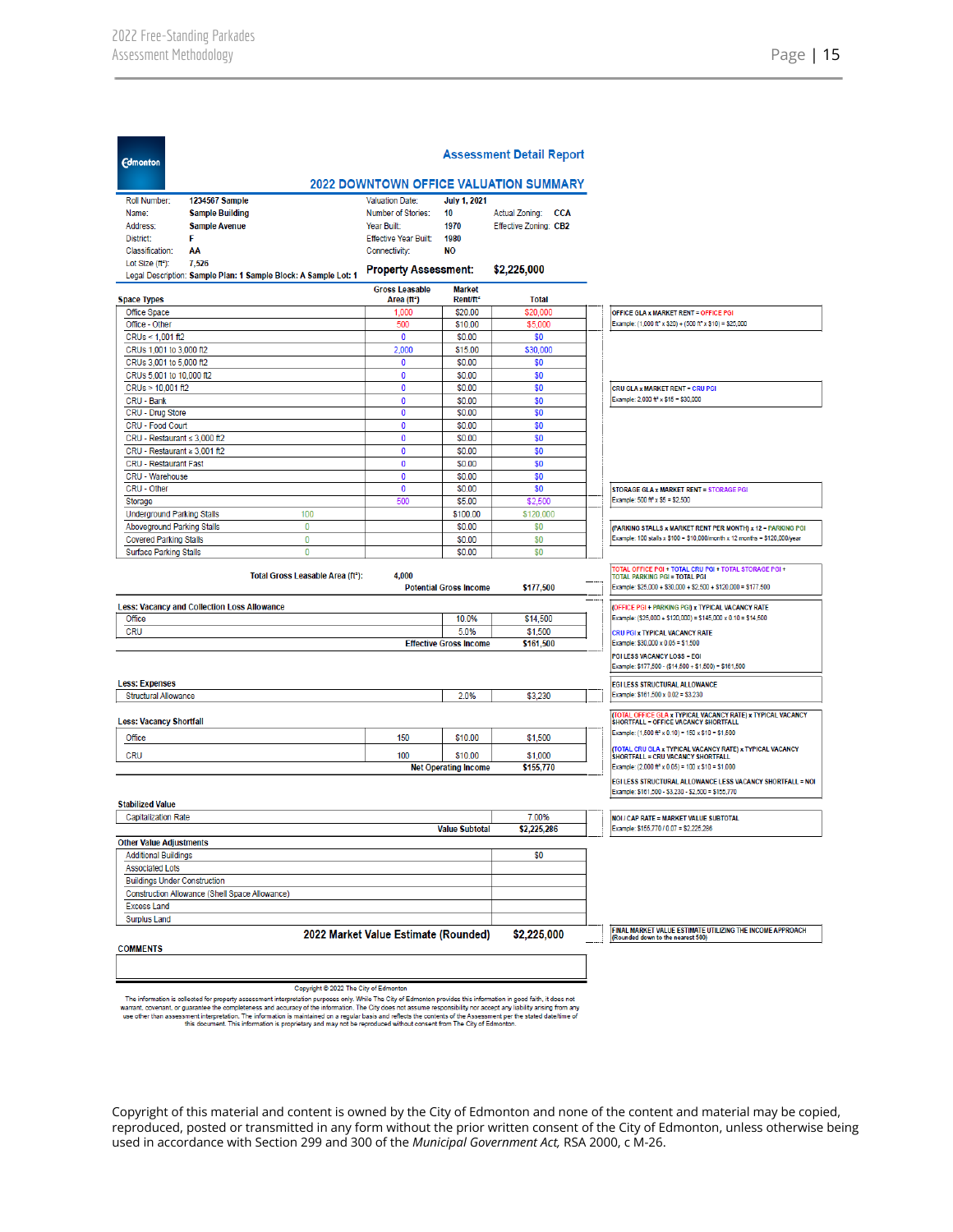Edmonton

**Assessment Detail Report**

## 2022 DOWNTOWN OFFICE VALUATION SUMMARY

| | | | | | |
|---|---|---|---|---|---|
| Roll Number: | 1234567 Sample | Valuation Date: | July 1, 2021 | | |
| Name: | Sample Building | Number of Stories: | 10 | Actual Zoning: | CCA |
| Address: | Sample Avenue | Year Built: | 1970 | Effective Zoning: | CB2 |
| District: | F | Effective Year Built: | 1980 | | |
| Classification: | AA | Connectivity: | NO | | |
| Lot Size (ft²): | 7,526 | | | | |

Legal Description: Sample Plan: 1 Sample Block: A Sample Lot: 1

**Property Assessment: $2,225,000**

| Space Types | Gross Leasable Area (ft²) | Market Rent/ft² | Total | Notes |
|---|---|---|---|---|
| Office Space | 1,000 | $20.00 | $20,000 | OFFICE GLA x MARKET RENT = OFFICE PGI<br>Example: (1,000 ft² x $20) + (500 ft² x $10) = $25,000 |
| Office - Other | 500 | $10.00 | $5,000 | |
| CRUs < 1,001 ft2 | 0 | $0.00 | $0 | |
| CRUs 1,001 to 3,000 ft2 | 2,000 | $15.00 | $30,000 | |
| CRUs 3,001 to 5,000 ft2 | 0 | $0.00 | $0 | |
| CRUs 5,001 to 10,000 ft2 | 0 | $0.00 | $0 | |
| CRUs > 10,001 ft2 | 0 | $0.00 | $0 | CRU GLA x MARKET RENT = CRU PGI<br>Example: 2,000 ft² x $15 = $30,000 |
| CRU - Bank | 0 | $0.00 | $0 | |
| CRU - Drug Store | 0 | $0.00 | $0 | |
| CRU - Food Court | 0 | $0.00 | $0 | |
| CRU - Restaurant ≤ 3,000 ft2 | 0 | $0.00 | $0 | |
| CRU - Restaurant ≥ 3,001 ft2 | 0 | $0.00 | $0 | |
| CRU - Restaurant Fast | 0 | $0.00 | $0 | |
| CRU - Warehouse | 0 | $0.00 | $0 | |
| CRU - Other | 0 | $0.00 | $0 | STORAGE GLA x MARKET RENT = STORAGE PGI<br>Example: 500 ft² x $5 = $2,500 |
| Storage | 500 | $5.00 | $2,500 | |
| Underground Parking Stalls | 100 | $100.00 | $120,000 | (PARKING STALLS x MARKET RENT PER MONTH) x 12 = PARKING PGI<br>Example: 100 stalls x $100 = $10,000/month x 12 months = $120,000/year |
| Aboveground Parking Stalls | 0 | $0.00 | $0 | |
| Covered Parking Stalls | 0 | $0.00 | $0 | |
| Surface Parking Stalls | 0 | $0.00 | $0 | |
| **Total Gross Leasable Area (ft²):** | **4,000** | **Potential Gross Income** | **$177,500** | TOTAL OFFICE PGI + TOTAL CRU PGI + TOTAL STORAGE PGI + TOTAL PARKING PGI = TOTAL PGI<br>Example: $25,000 + $30,000 + $2,500 + $120,000 = $177,500 |
| **Less: Vacancy and Collection Loss Allowance** | | | | |
| Office | | 10.0% | $14,500 | (OFFICE PGI + PARKING PGI) x TYPICAL VACANCY RATE<br>Example: ($25,000 + $120,000) = $145,000 x 0.10 = $14,500 |
| CRU | | 5.0% | $1,500 | CRU PGI x TYPICAL VACANCY RATE<br>Example: $30,000 x 0.05 = $1,500 |
| | | **Effective Gross Income** | **$161,500** | PGI LESS VACANCY LOSS = EGI<br>Example: $177,500 - ($14,500 + $1,500) = $161,500 |
| **Less: Expenses** | | | | |
| Structural Allowance | | 2.0% | $3,230 | EGI LESS STRUCTURAL ALLOWANCE<br>Example: $161,500 x 0.02 = $3,230 |
| **Less: Vacancy Shortfall** | | | | |
| Office | 150 | $10.00 | $1,500 | (TOTAL OFFICE GLA x TYPICAL VACANCY RATE) x TYPICAL VACANCY SHORTFALL = OFFICE VACANCY SHORTFALL<br>Example: (1,500 ft² x 0.10) = 150 x $10 = $1,500 |
| CRU | 100 | $10.00 | $1,000 | (TOTAL CRU GLA x TYPICAL VACANCY RATE) x TYPICAL VACANCY SHORTFALL = CRU VACANCY SHORTFALL<br>Example: (2,000 ft² x 0.05) = 100 x $10 = $1,000 |
| | | **Net Operating Income** | **$155,770** | EGI LESS STRUCTURAL ALLOWANCE LESS VACANCY SHORTFALL = NOI<br>Example: $161,500 - $3,230 - $2,500 = $155,770 |
| **Stabilized Value** | | | | |
| Capitalization Rate | | 7.00% | | NOI / CAP RATE = MARKET VALUE SUBTOTAL<br>Example: $155,770 / 0.07 = $2,225,286 |
| | | **Value Subtotal** | **$2,225,286** | |
| **Other Value Adjustments** | | | | |
| Additional Buildings | | | $0 | |
| Associated Lots | | | | |
| Buildings Under Construction | | | | |
| Construction Allowance (Shell Space Allowance) | | | | |
| Excess Land | | | | |
| Surplus Land | | | | |
| | | **2022 Market Value Estimate (Rounded)** | **$2,225,000** | FINAL MARKET VALUE ESTIMATE UTILIZING THE INCOME APPROACH (Rounded down to the nearest 500) |

**COMMENTS**

Copyright © 2022 The City of Edmonton

The information is collected for property assessment interpretation purposes only. While The City of Edmonton provides this information in good faith, it does not warrant, covenant, or guarantee the completeness and accuracy of the information. The City does not assume responsibility nor accept any liability arising from any use other than assessment interpretation. The information is maintained on a regular basis and reflects the contents of the Assessment per the stated date/time of this document. This information is proprietary and may not be reproduced without consent from The City of Edmonton.

Copyright of this material and content is owned by the City of Edmonton and none of the content and material may be copied, reproduced, posted or transmitted in any form without the prior written consent of the City of Edmonton, unless otherwise being used in accordance with Section 299 and 300 of the *Municipal Government Act,* RSA 2000, c M-26.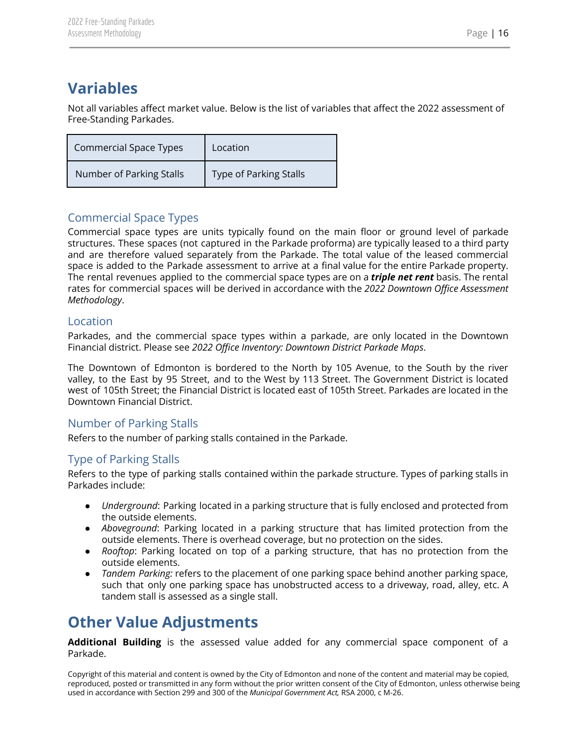# Variables

Not all variables affect market value. Below is the list of variables that affect the 2022 assessment of Free-Standing Parkades.

| Commercial Space Types | Location |
|---|---|
| Number of Parking Stalls | Type of Parking Stalls |

## Commercial Space Types

Commercial space types are units typically found on the main floor or ground level of parkade structures. These spaces (not captured in the Parkade proforma) are typically leased to a third party and are therefore valued separately from the Parkade. The total value of the leased commercial space is added to the Parkade assessment to arrive at a final value for the entire Parkade property. The rental revenues applied to the commercial space types are on a ***triple net rent*** basis. The rental rates for commercial spaces will be derived in accordance with the *2022 Downtown Office Assessment Methodology*.

## Location

Parkades, and the commercial space types within a parkade, are only located in the Downtown Financial district. Please see *2022 Office Inventory: Downtown District Parkade Maps*.

The Downtown of Edmonton is bordered to the North by 105 Avenue, to the South by the river valley, to the East by 95 Street, and to the West by 113 Street. The Government District is located west of 105th Street; the Financial District is located east of 105th Street. Parkades are located in the Downtown Financial District.

## Number of Parking Stalls

Refers to the number of parking stalls contained in the Parkade.

## Type of Parking Stalls

Refers to the type of parking stalls contained within the parkade structure. Types of parking stalls in Parkades include:

- *Underground*: Parking located in a parking structure that is fully enclosed and protected from the outside elements.
- *Aboveground*: Parking located in a parking structure that has limited protection from the outside elements. There is overhead coverage, but no protection on the sides.
- *Rooftop*: Parking located on top of a parking structure, that has no protection from the outside elements.
- *Tandem Parking:* refers to the placement of one parking space behind another parking space, such that only one parking space has unobstructed access to a driveway, road, alley, etc. A tandem stall is assessed as a single stall.

# Other Value Adjustments

**Additional Building** is the assessed value added for any commercial space component of a Parkade.

Copyright of this material and content is owned by the City of Edmonton and none of the content and material may be copied, reproduced, posted or transmitted in any form without the prior written consent of the City of Edmonton, unless otherwise being used in accordance with Section 299 and 300 of the *Municipal Government Act,* RSA 2000, c M-26.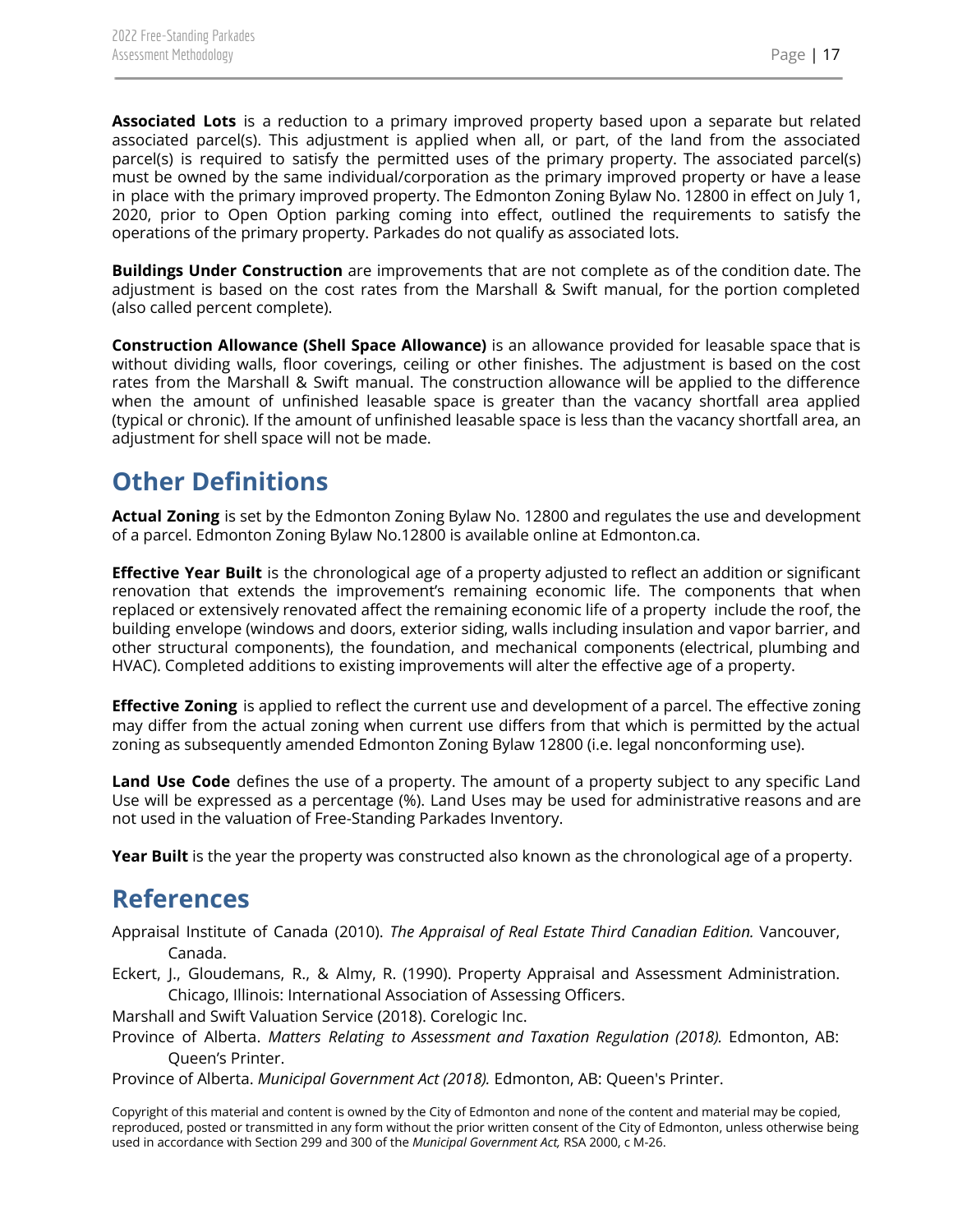**Associated Lots** is a reduction to a primary improved property based upon a separate but related associated parcel(s). This adjustment is applied when all, or part, of the land from the associated parcel(s) is required to satisfy the permitted uses of the primary property. The associated parcel(s) must be owned by the same individual/corporation as the primary improved property or have a lease in place with the primary improved property. The Edmonton Zoning Bylaw No. 12800 in effect on July 1, 2020, prior to Open Option parking coming into effect, outlined the requirements to satisfy the operations of the primary property. Parkades do not qualify as associated lots.

**Buildings Under Construction** are improvements that are not complete as of the condition date. The adjustment is based on the cost rates from the Marshall & Swift manual, for the portion completed (also called percent complete).

**Construction Allowance (Shell Space Allowance)** is an allowance provided for leasable space that is without dividing walls, floor coverings, ceiling or other finishes. The adjustment is based on the cost rates from the Marshall & Swift manual. The construction allowance will be applied to the difference when the amount of unfinished leasable space is greater than the vacancy shortfall area applied (typical or chronic). If the amount of unfinished leasable space is less than the vacancy shortfall area, an adjustment for shell space will not be made.

## Other Definitions

**Actual Zoning** is set by the Edmonton Zoning Bylaw No. 12800 and regulates the use and development of a parcel. Edmonton Zoning Bylaw No.12800 is available online at Edmonton.ca.

**Effective Year Built** is the chronological age of a property adjusted to reflect an addition or significant renovation that extends the improvement's remaining economic life. The components that when replaced or extensively renovated affect the remaining economic life of a property include the roof, the building envelope (windows and doors, exterior siding, walls including insulation and vapor barrier, and other structural components), the foundation, and mechanical components (electrical, plumbing and HVAC). Completed additions to existing improvements will alter the effective age of a property.

**Effective Zoning** is applied to reflect the current use and development of a parcel. The effective zoning may differ from the actual zoning when current use differs from that which is permitted by the actual zoning as subsequently amended Edmonton Zoning Bylaw 12800 (i.e. legal nonconforming use).

**Land Use Code** defines the use of a property. The amount of a property subject to any specific Land Use will be expressed as a percentage (%). Land Uses may be used for administrative reasons and are not used in the valuation of Free-Standing Parkades Inventory.

**Year Built** is the year the property was constructed also known as the chronological age of a property.

## References

Appraisal Institute of Canada (2010). *The Appraisal of Real Estate Third Canadian Edition.* Vancouver, Canada.

Eckert, J., Gloudemans, R., & Almy, R. (1990). Property Appraisal and Assessment Administration. Chicago, Illinois: International Association of Assessing Officers.

Marshall and Swift Valuation Service (2018). Corelogic Inc.

Province of Alberta. *Matters Relating to Assessment and Taxation Regulation (2018).* Edmonton, AB: Queen's Printer.

Province of Alberta. *Municipal Government Act (2018).* Edmonton, AB: Queen's Printer.

Copyright of this material and content is owned by the City of Edmonton and none of the content and material may be copied, reproduced, posted or transmitted in any form without the prior written consent of the City of Edmonton, unless otherwise being used in accordance with Section 299 and 300 of the *Municipal Government Act,* RSA 2000, c M-26.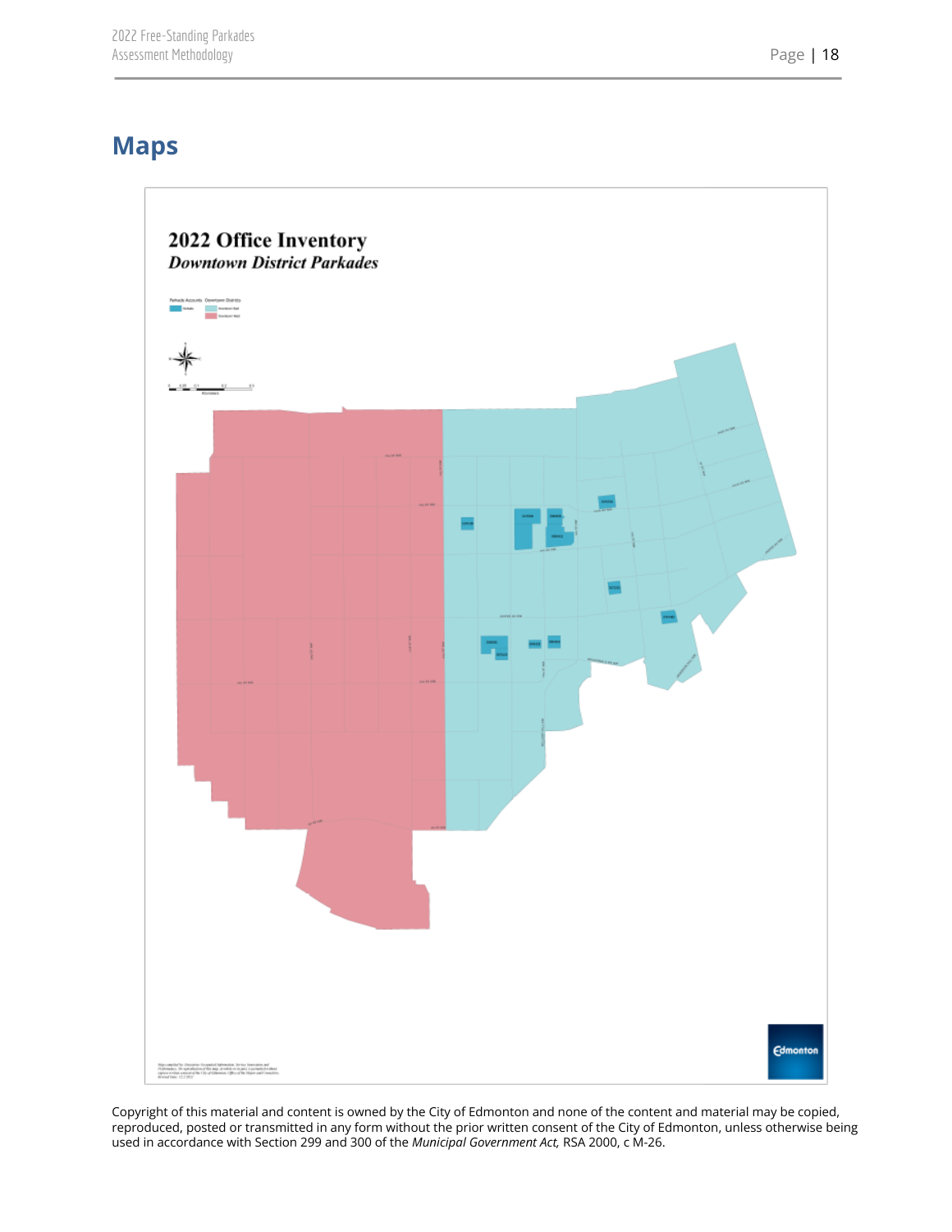## Maps

**2022 Office Inventory**

***Downtown District Parkades***

Copyright of this material and content is owned by the City of Edmonton and none of the content and material may be copied, reproduced, posted or transmitted in any form without the prior written consent of the City of Edmonton, unless otherwise being used in accordance with Section 299 and 300 of the *Municipal Government Act,* RSA 2000, c M-26.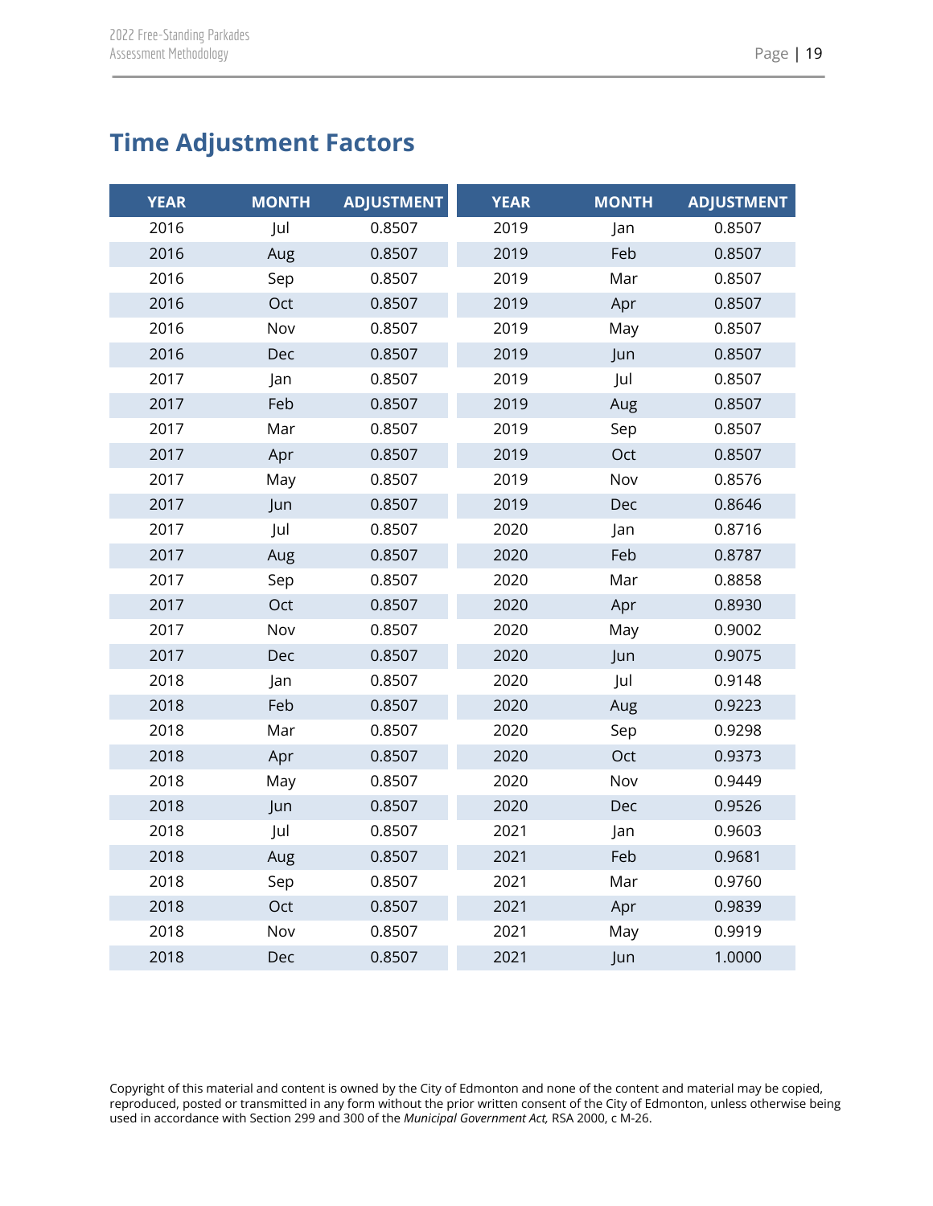## Time Adjustment Factors

| YEAR | MONTH | ADJUSTMENT | YEAR | MONTH | ADJUSTMENT |
|---|---|---|---|---|---|
| 2016 | Jul | 0.8507 | 2019 | Jan | 0.8507 |
| 2016 | Aug | 0.8507 | 2019 | Feb | 0.8507 |
| 2016 | Sep | 0.8507 | 2019 | Mar | 0.8507 |
| 2016 | Oct | 0.8507 | 2019 | Apr | 0.8507 |
| 2016 | Nov | 0.8507 | 2019 | May | 0.8507 |
| 2016 | Dec | 0.8507 | 2019 | Jun | 0.8507 |
| 2017 | Jan | 0.8507 | 2019 | Jul | 0.8507 |
| 2017 | Feb | 0.8507 | 2019 | Aug | 0.8507 |
| 2017 | Mar | 0.8507 | 2019 | Sep | 0.8507 |
| 2017 | Apr | 0.8507 | 2019 | Oct | 0.8507 |
| 2017 | May | 0.8507 | 2019 | Nov | 0.8576 |
| 2017 | Jun | 0.8507 | 2019 | Dec | 0.8646 |
| 2017 | Jul | 0.8507 | 2020 | Jan | 0.8716 |
| 2017 | Aug | 0.8507 | 2020 | Feb | 0.8787 |
| 2017 | Sep | 0.8507 | 2020 | Mar | 0.8858 |
| 2017 | Oct | 0.8507 | 2020 | Apr | 0.8930 |
| 2017 | Nov | 0.8507 | 2020 | May | 0.9002 |
| 2017 | Dec | 0.8507 | 2020 | Jun | 0.9075 |
| 2018 | Jan | 0.8507 | 2020 | Jul | 0.9148 |
| 2018 | Feb | 0.8507 | 2020 | Aug | 0.9223 |
| 2018 | Mar | 0.8507 | 2020 | Sep | 0.9298 |
| 2018 | Apr | 0.8507 | 2020 | Oct | 0.9373 |
| 2018 | May | 0.8507 | 2020 | Nov | 0.9449 |
| 2018 | Jun | 0.8507 | 2020 | Dec | 0.9526 |
| 2018 | Jul | 0.8507 | 2021 | Jan | 0.9603 |
| 2018 | Aug | 0.8507 | 2021 | Feb | 0.9681 |
| 2018 | Sep | 0.8507 | 2021 | Mar | 0.9760 |
| 2018 | Oct | 0.8507 | 2021 | Apr | 0.9839 |
| 2018 | Nov | 0.8507 | 2021 | May | 0.9919 |
| 2018 | Dec | 0.8507 | 2021 | Jun | 1.0000 |

Copyright of this material and content is owned by the City of Edmonton and none of the content and material may be copied, reproduced, posted or transmitted in any form without the prior written consent of the City of Edmonton, unless otherwise being used in accordance with Section 299 and 300 of the *Municipal Government Act,* RSA 2000, c M-26.